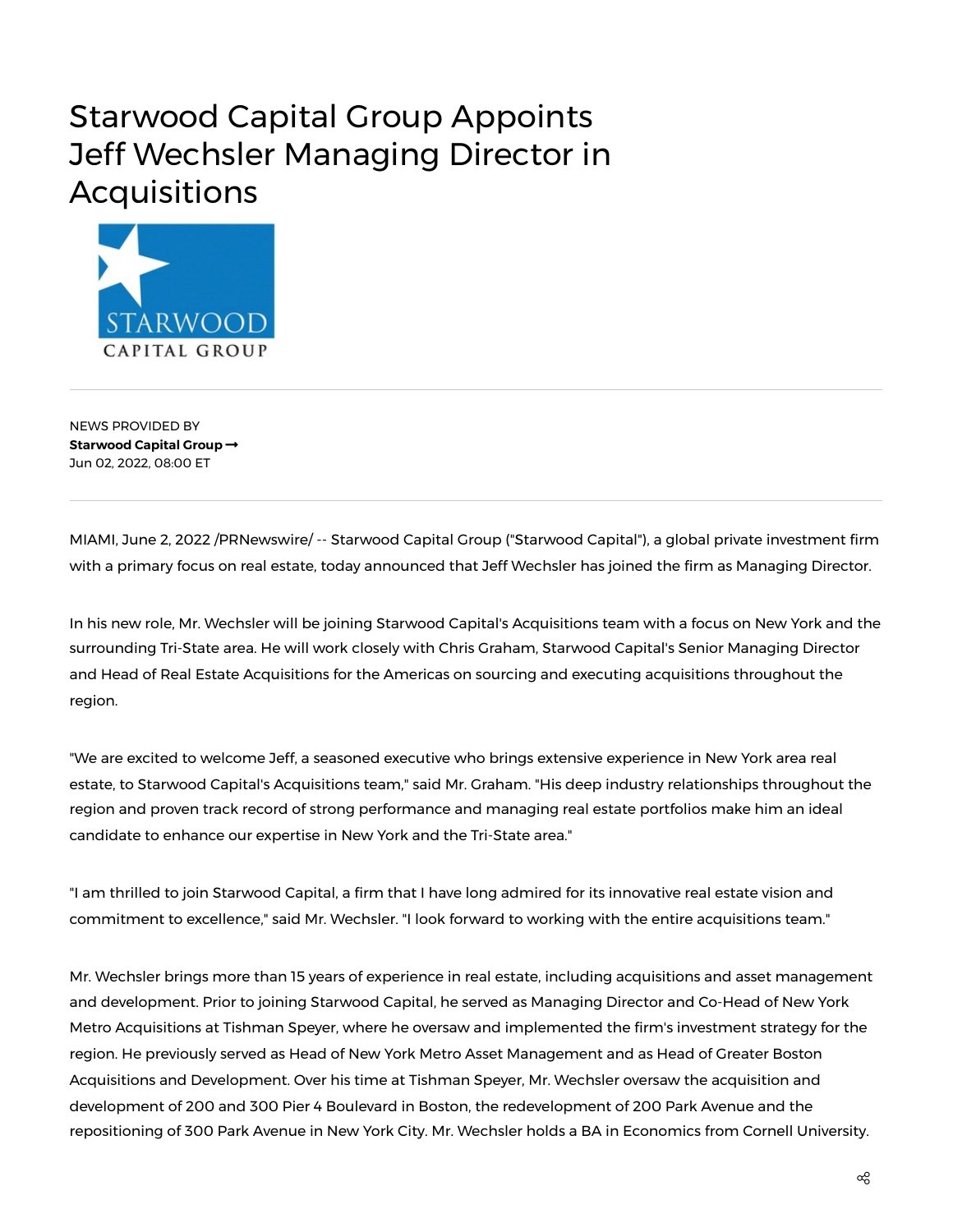# Starwood Capital Group Appoints Jeff Wechsler Managing Director in Acquisitions

NEWS PROVIDED BY

**Starwood Capital Group →**

Jun 02, 2022, 08:00 ET

MIAMI, June 2, 2022 /PRNewswire/ -- Starwood Capital Group ("Starwood Capital"), a global private investment firm with a primary focus on real estate, today announced that Jeff Wechsler has joined the firm as Managing Director.

In his new role, Mr. Wechsler will be joining Starwood Capital's Acquisitions team with a focus on New York and the surrounding Tri-State area. He will work closely with Chris Graham, Starwood Capital's Senior Managing Director and Head of Real Estate Acquisitions for the Americas on sourcing and executing acquisitions throughout the region.

"We are excited to welcome Jeff, a seasoned executive who brings extensive experience in New York area real estate, to Starwood Capital's Acquisitions team," said Mr. Graham. "His deep industry relationships throughout the region and proven track record of strong performance and managing real estate portfolios make him an ideal candidate to enhance our expertise in New York and the Tri-State area."

"I am thrilled to join Starwood Capital, a firm that I have long admired for its innovative real estate vision and commitment to excellence," said Mr. Wechsler. "I look forward to working with the entire acquisitions team."

Mr. Wechsler brings more than 15 years of experience in real estate, including acquisitions and asset management and development. Prior to joining Starwood Capital, he served as Managing Director and Co-Head of New York Metro Acquisitions at Tishman Speyer, where he oversaw and implemented the firm's investment strategy for the region. He previously served as Head of New York Metro Asset Management and as Head of Greater Boston Acquisitions and Development. Over his time at Tishman Speyer, Mr. Wechsler oversaw the acquisition and development of 200 and 300 Pier 4 Boulevard in Boston, the redevelopment of 200 Park Avenue and the repositioning of 300 Park Avenue in New York City. Mr. Wechsler holds a BA in Economics from Cornell University.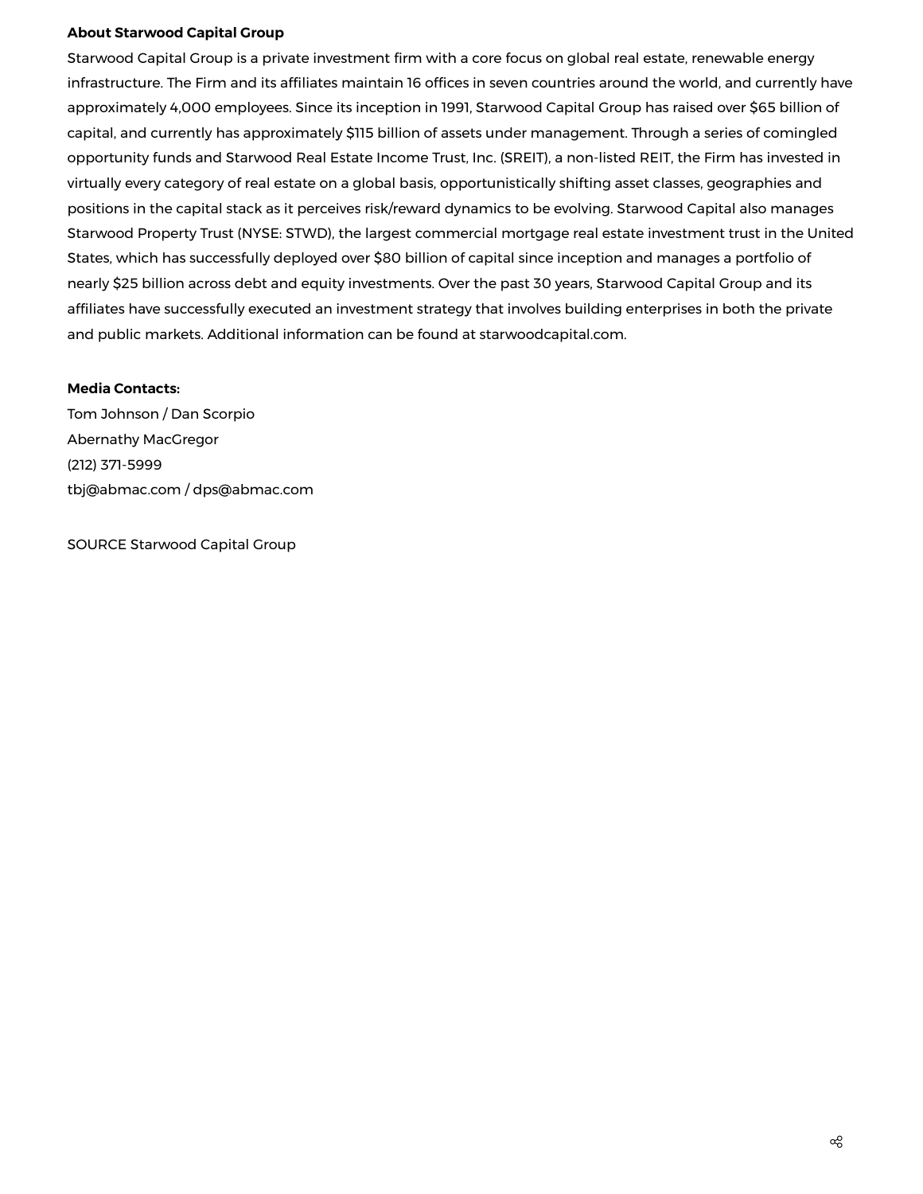**About Starwood Capital Group**

Starwood Capital Group is a private investment firm with a core focus on global real estate, renewable energy infrastructure. The Firm and its affiliates maintain 16 offices in seven countries around the world, and currently have approximately 4,000 employees. Since its inception in 1991, Starwood Capital Group has raised over $65 billion of capital, and currently has approximately $115 billion of assets under management. Through a series of comingled opportunity funds and Starwood Real Estate Income Trust, Inc. (SREIT), a non-listed REIT, the Firm has invested in virtually every category of real estate on a global basis, opportunistically shifting asset classes, geographies and positions in the capital stack as it perceives risk/reward dynamics to be evolving. Starwood Capital also manages Starwood Property Trust (NYSE: STWD), the largest commercial mortgage real estate investment trust in the United States, which has successfully deployed over $80 billion of capital since inception and manages a portfolio of nearly $25 billion across debt and equity investments. Over the past 30 years, Starwood Capital Group and its affiliates have successfully executed an investment strategy that involves building enterprises in both the private and public markets. Additional information can be found at starwoodcapital.com.

**Media Contacts:**

Tom Johnson / Dan Scorpio
Abernathy MacGregor
(212) 371-5999
tbj@abmac.com / dps@abmac.com

SOURCE Starwood Capital Group